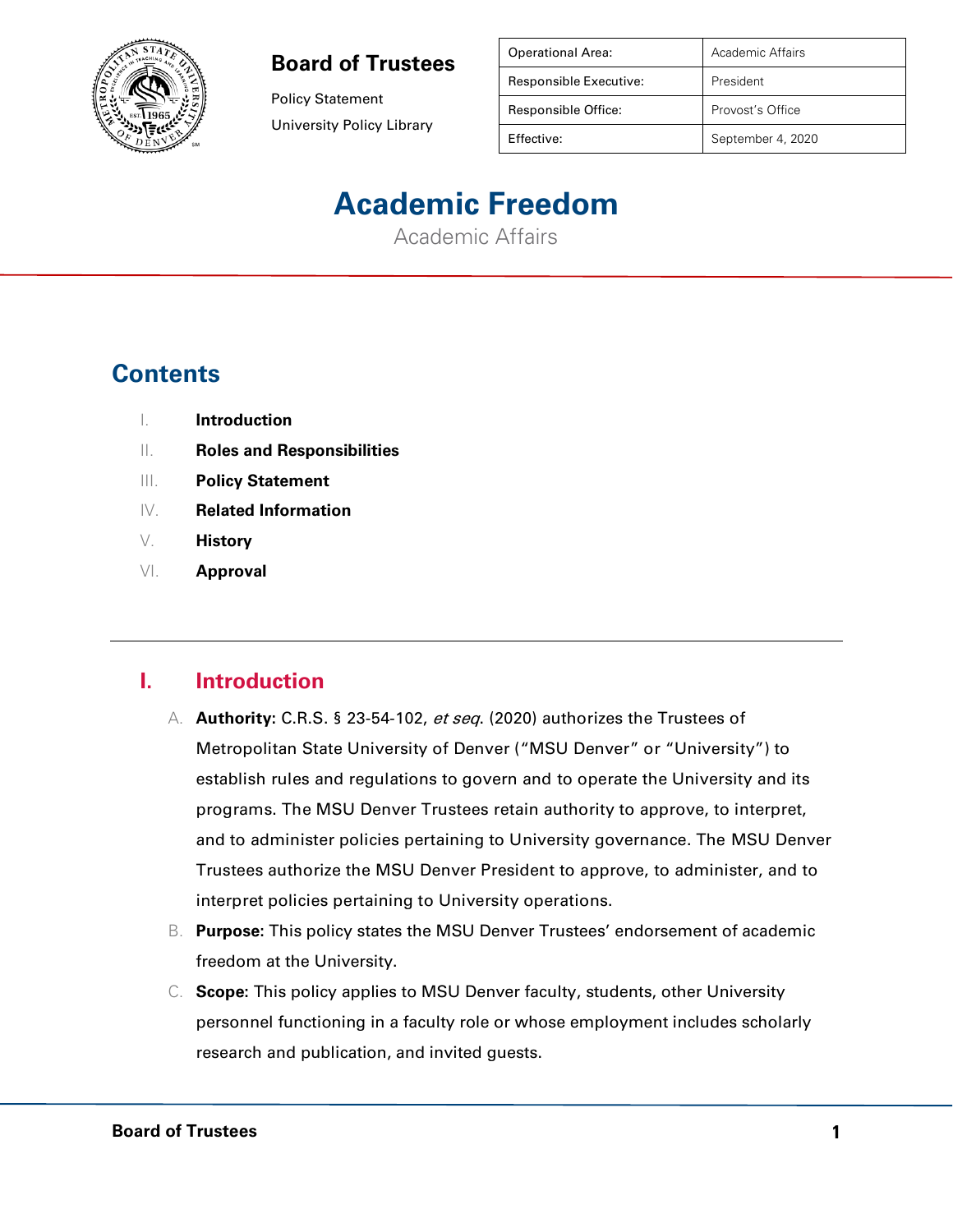**Board of Trustees**

Policy Statement

University Policy Library

| Operational Area: | Academic Affairs |
| --- | --- |
| Responsible Executive: | President |
| Responsible Office: | Provost's Office |
| Effective: | September 4, 2020 |

# Academic Freedom

Academic Affairs

## Contents

I. **Introduction**

II. **Roles and Responsibilities**

III. **Policy Statement**

IV. **Related Information**

V. **History**

VI. **Approval**

---

## I. Introduction

A. **Authority**: C.R.S. § 23-54-102, *et seq*. (2020) authorizes the Trustees of Metropolitan State University of Denver ("MSU Denver" or "University") to establish rules and regulations to govern and to operate the University and its programs. The MSU Denver Trustees retain authority to approve, to interpret, and to administer policies pertaining to University governance. The MSU Denver Trustees authorize the MSU Denver President to approve, to administer, and to interpret policies pertaining to University operations.

B. **Purpose**: This policy states the MSU Denver Trustees' endorsement of academic freedom at the University.

C. **Scope**: This policy applies to MSU Denver faculty, students, other University personnel functioning in a faculty role or whose employment includes scholarly research and publication, and invited guests.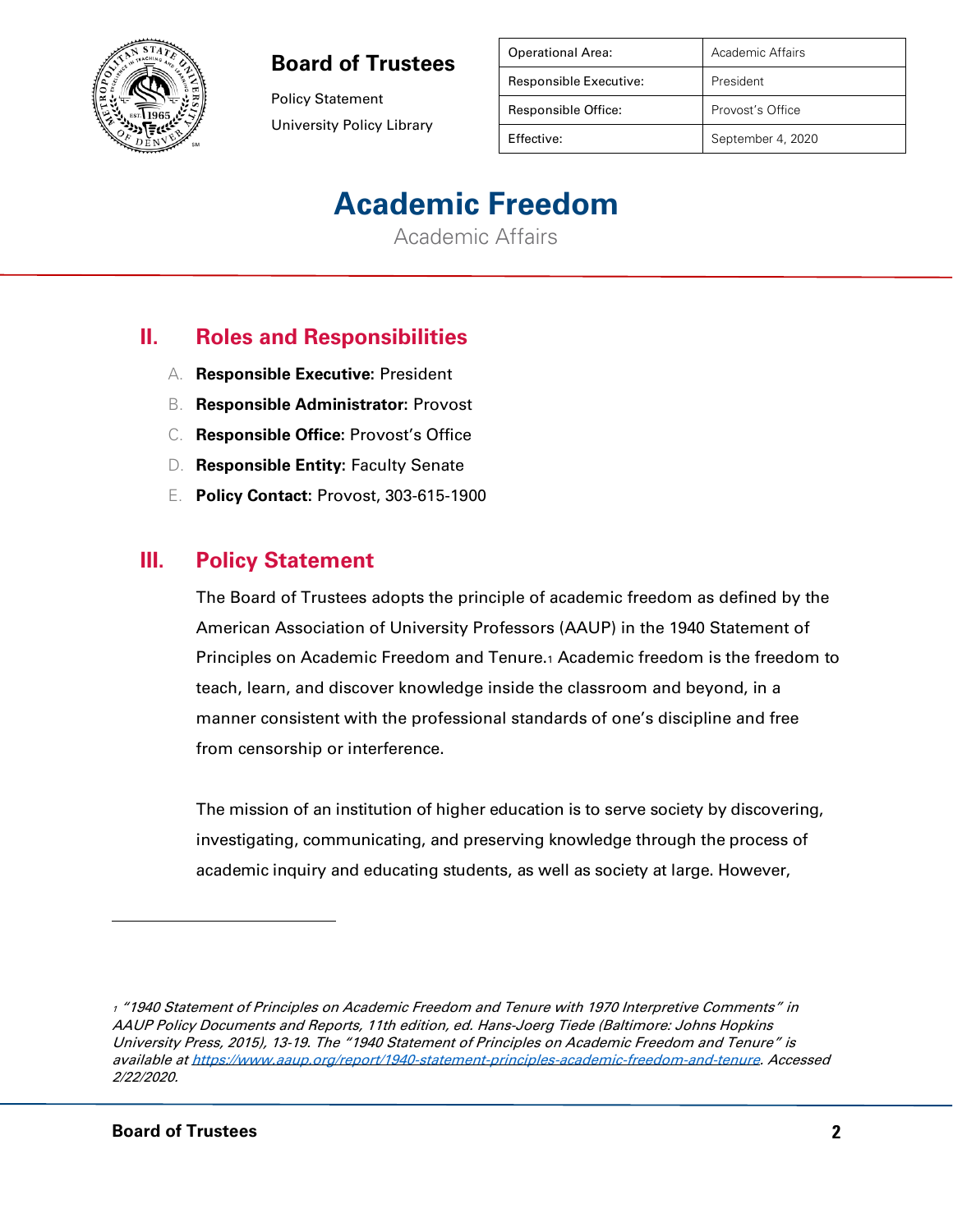| Operational Area: | Academic Affairs |
| --- | --- |
| Responsible Executive: | President |
| Responsible Office: | Provost's Office |
| Effective: | September 4, 2020 |

# Academic Freedom

Academic Affairs

## II. Roles and Responsibilities

A. **Responsible Executive:** President

B. **Responsible Administrator:** Provost

C. **Responsible Office:** Provost's Office

D. **Responsible Entity:** Faculty Senate

E. **Policy Contact:** Provost, 303-615-1900

## III. Policy Statement

The Board of Trustees adopts the principle of academic freedom as defined by the American Association of University Professors (AAUP) in the 1940 Statement of Principles on Academic Freedom and Tenure.[1] Academic freedom is the freedom to teach, learn, and discover knowledge inside the classroom and beyond, in a manner consistent with the professional standards of one's discipline and free from censorship or interference.

The mission of an institution of higher education is to serve society by discovering, investigating, communicating, and preserving knowledge through the process of academic inquiry and educating students, as well as society at large. However,

---

[1] *"1940 Statement of Principles on Academic Freedom and Tenure with 1970 Interpretive Comments" in AAUP Policy Documents and Reports, 11th edition, ed. Hans-Joerg Tiede (Baltimore: Johns Hopkins University Press, 2015), 13-19. The "1940 Statement of Principles on Academic Freedom and Tenure" is available at https://www.aaup.org/report/1940-statement-principles-academic-freedom-and-tenure. Accessed 2/22/2020.*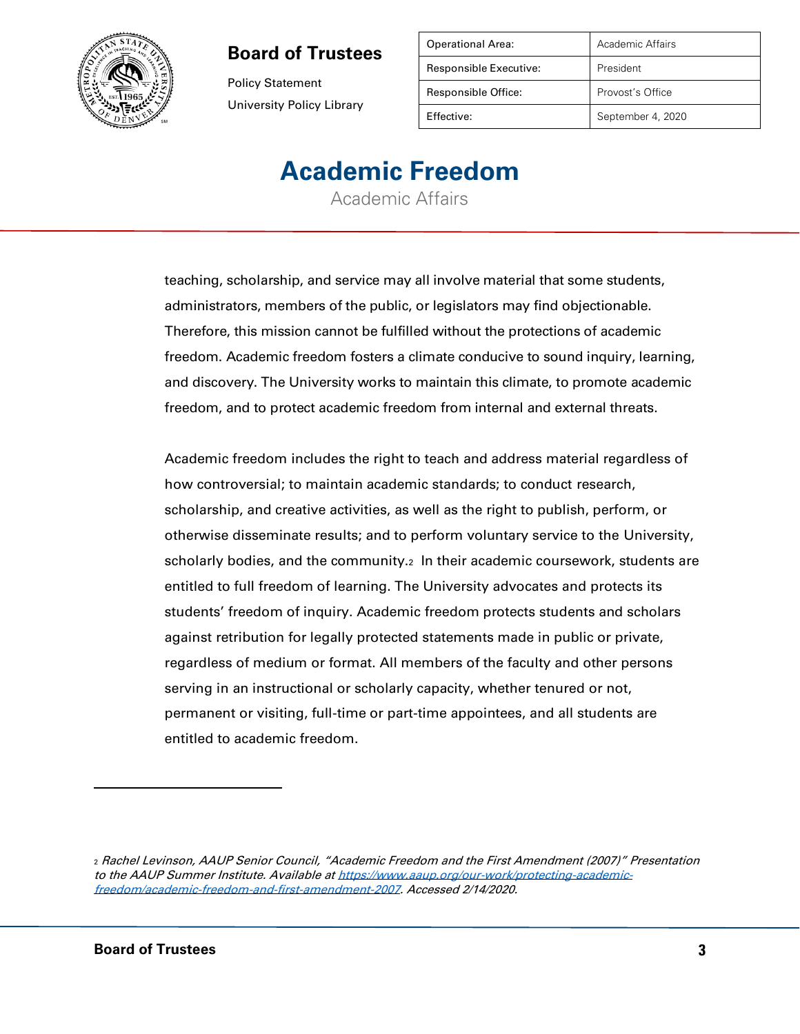teaching, scholarship, and service may all involve material that some students, administrators, members of the public, or legislators may find objectionable. Therefore, this mission cannot be fulfilled without the protections of academic freedom. Academic freedom fosters a climate conducive to sound inquiry, learning, and discovery. The University works to maintain this climate, to promote academic freedom, and to protect academic freedom from internal and external threats.

Academic freedom includes the right to teach and address material regardless of how controversial; to maintain academic standards; to conduct research, scholarship, and creative activities, as well as the right to publish, perform, or otherwise disseminate results; and to perform voluntary service to the University, scholarly bodies, and the community.[2] In their academic coursework, students are entitled to full freedom of learning. The University advocates and protects its students' freedom of inquiry. Academic freedom protects students and scholars against retribution for legally protected statements made in public or private, regardless of medium or format. All members of the faculty and other persons serving in an instructional or scholarly capacity, whether tenured or not, permanent or visiting, full-time or part-time appointees, and all students are entitled to academic freedom.

---

[2] *Rachel Levinson, AAUP Senior Council, "Academic Freedom and the First Amendment (2007)" Presentation to the AAUP Summer Institute. Available at [https://www.aaup.org/our-work/protecting-academic-freedom/academic-freedom-and-first-amendment-2007](https://www.aaup.org/our-work/protecting-academic-freedom/academic-freedom-and-first-amendment-2007). Accessed 2/14/2020.*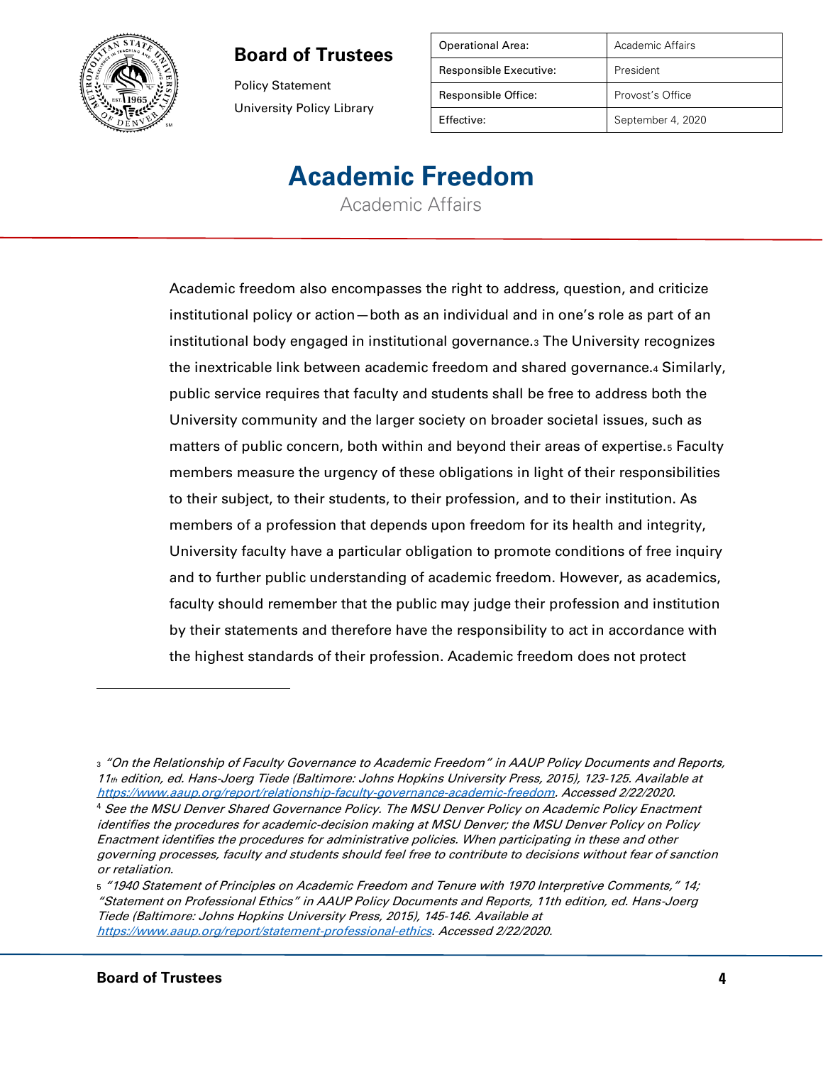Academic freedom also encompasses the right to address, question, and criticize institutional policy or action—both as an individual and in one's role as part of an institutional body engaged in institutional governance.[3] The University recognizes the inextricable link between academic freedom and shared governance.[4] Similarly, public service requires that faculty and students shall be free to address both the University community and the larger society on broader societal issues, such as matters of public concern, both within and beyond their areas of expertise.[5] Faculty members measure the urgency of these obligations in light of their responsibilities to their subject, to their students, to their profession, and to their institution. As members of a profession that depends upon freedom for its health and integrity, University faculty have a particular obligation to promote conditions of free inquiry and to further public understanding of academic freedom. However, as academics, faculty should remember that the public may judge their profession and institution by their statements and therefore have the responsibility to act in accordance with the highest standards of their profession. Academic freedom does not protect

---

[3] *"On the Relationship of Faculty Governance to Academic Freedom" in AAUP Policy Documents and Reports, 11th edition, ed. Hans-Joerg Tiede (Baltimore: Johns Hopkins University Press, 2015), 123-125. Available at [https://www.aaup.org/report/relationship-faculty-governance-academic-freedom](https://www.aaup.org/report/relationship-faculty-governance-academic-freedom). Accessed 2/22/2020.*

[4] *See the MSU Denver Shared Governance Policy. The MSU Denver Policy on Academic Policy Enactment identifies the procedures for academic-decision making at MSU Denver; the MSU Denver Policy on Policy Enactment identifies the procedures for administrative policies. When participating in these and other governing processes, faculty and students should feel free to contribute to decisions without fear of sanction or retaliation.*

[5] *"1940 Statement of Principles on Academic Freedom and Tenure with 1970 Interpretive Comments," 14; "Statement on Professional Ethics" in AAUP Policy Documents and Reports, 11th edition, ed. Hans-Joerg Tiede (Baltimore: Johns Hopkins University Press, 2015), 145-146. Available at [https://www.aaup.org/report/statement-professional-ethics](https://www.aaup.org/report/statement-professional-ethics). Accessed 2/22/2020.*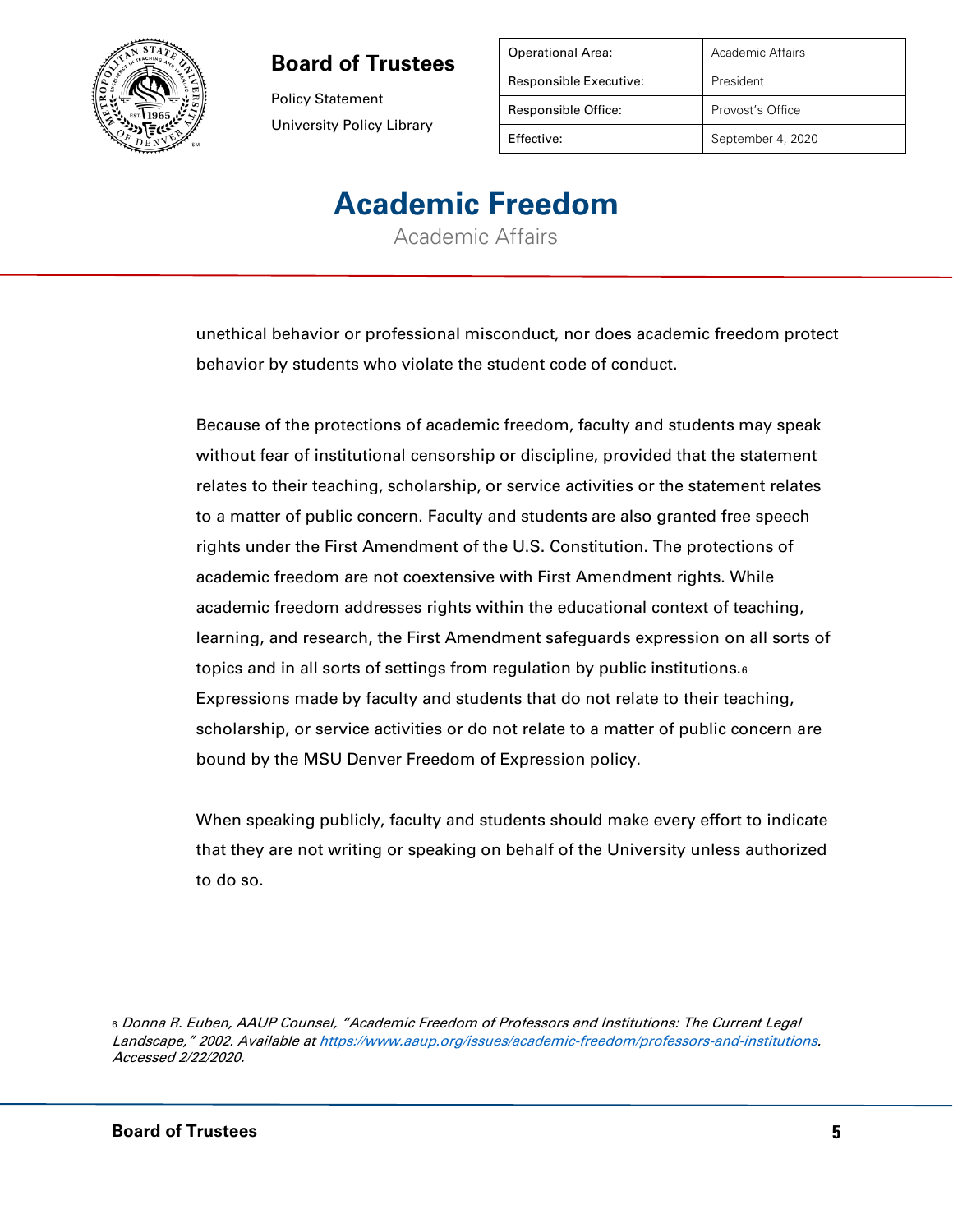unethical behavior or professional misconduct, nor does academic freedom protect behavior by students who violate the student code of conduct.

Because of the protections of academic freedom, faculty and students may speak without fear of institutional censorship or discipline, provided that the statement relates to their teaching, scholarship, or service activities or the statement relates to a matter of public concern. Faculty and students are also granted free speech rights under the First Amendment of the U.S. Constitution. The protections of academic freedom are not coextensive with First Amendment rights. While academic freedom addresses rights within the educational context of teaching, learning, and research, the First Amendment safeguards expression on all sorts of topics and in all sorts of settings from regulation by public institutions.[6] Expressions made by faculty and students that do not relate to their teaching, scholarship, or service activities or do not relate to a matter of public concern are bound by the MSU Denver Freedom of Expression policy.

When speaking publicly, faculty and students should make every effort to indicate that they are not writing or speaking on behalf of the University unless authorized to do so.

---

[6] *Donna R. Euben, AAUP Counsel, "Academic Freedom of Professors and Institutions: The Current Legal Landscape," 2002. Available at [https://www.aaup.org/issues/academic-freedom/professors-and-institutions](https://www.aaup.org/issues/academic-freedom/professors-and-institutions). Accessed 2/22/2020.*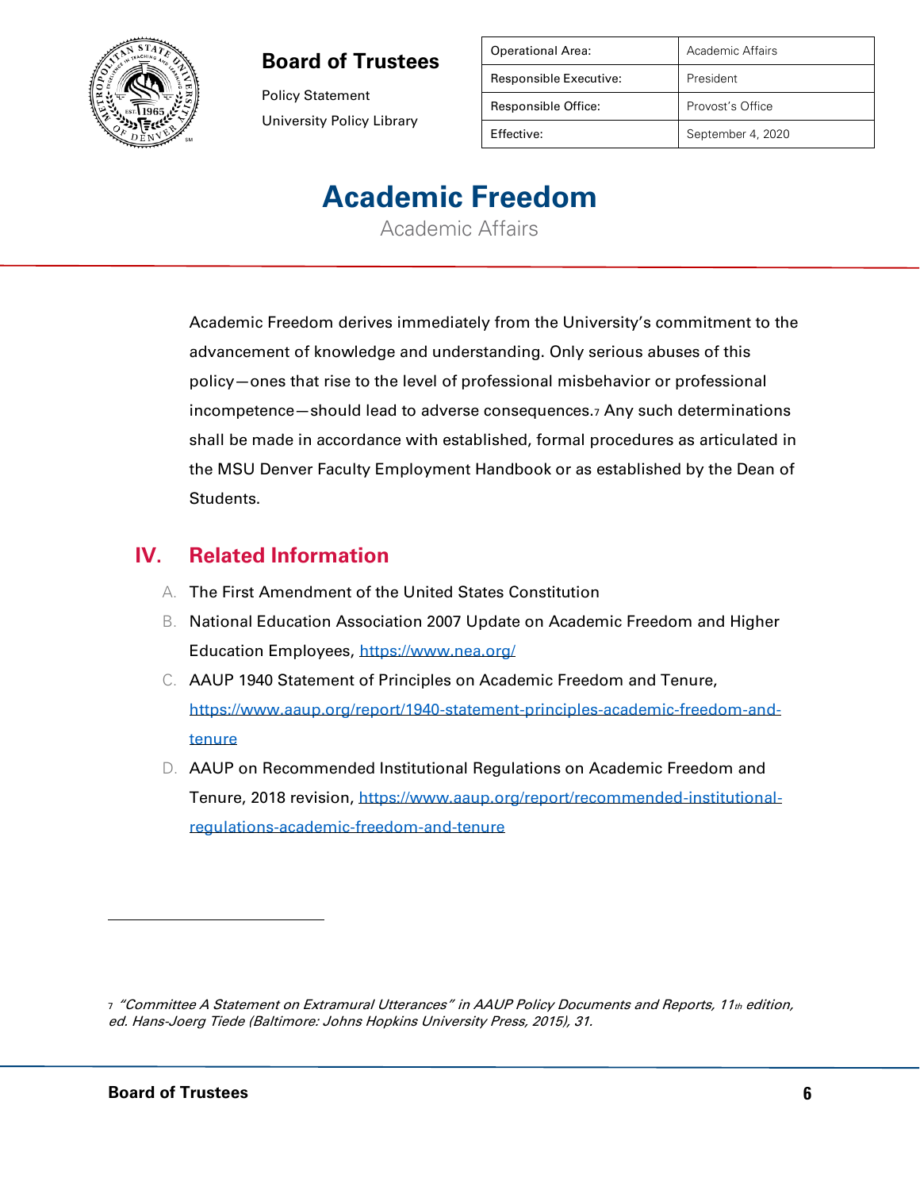Academic Freedom derives immediately from the University's commitment to the advancement of knowledge and understanding. Only serious abuses of this policy—ones that rise to the level of professional misbehavior or professional incompetence—should lead to adverse consequences.[7] Any such determinations shall be made in accordance with established, formal procedures as articulated in the MSU Denver Faculty Employment Handbook or as established by the Dean of Students.

## IV. Related Information

A. The First Amendment of the United States Constitution

B. National Education Association 2007 Update on Academic Freedom and Higher Education Employees, https://www.nea.org/

C. AAUP 1940 Statement of Principles on Academic Freedom and Tenure, https://www.aaup.org/report/1940-statement-principles-academic-freedom-and-tenure

D. AAUP on Recommended Institutional Regulations on Academic Freedom and Tenure, 2018 revision, https://www.aaup.org/report/recommended-institutional-regulations-academic-freedom-and-tenure

---

[7] *"Committee A Statement on Extramural Utterances" in AAUP Policy Documents and Reports, 11th edition, ed. Hans-Joerg Tiede (Baltimore: Johns Hopkins University Press, 2015), 31.*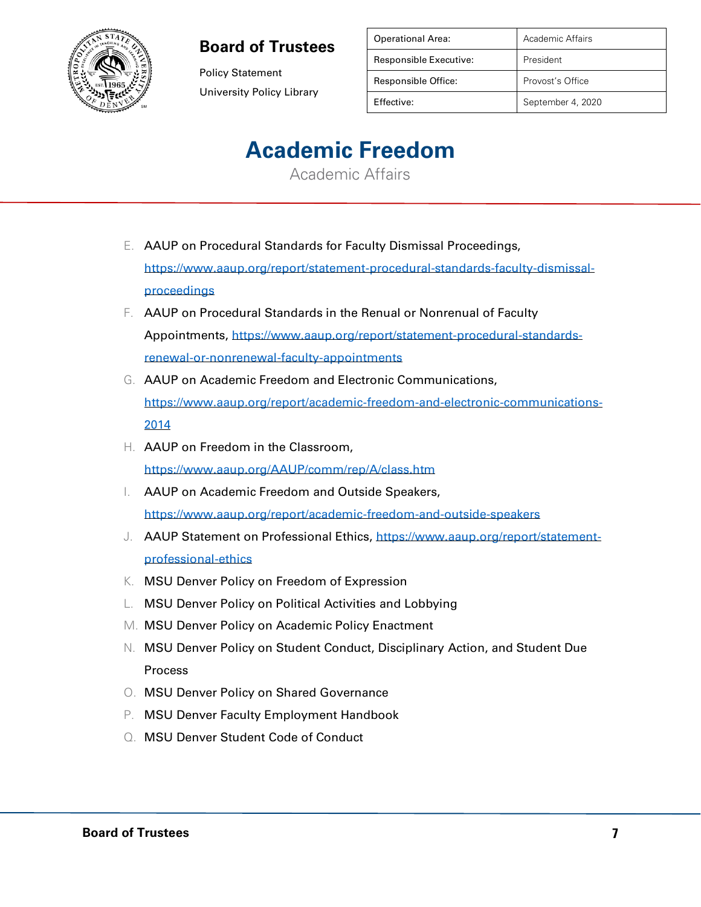E. AAUP on Procedural Standards for Faculty Dismissal Proceedings, https://www.aaup.org/report/statement-procedural-standards-faculty-dismissal-proceedings
F. AAUP on Procedural Standards in the Renual or Nonrenual of Faculty Appointments, https://www.aaup.org/report/statement-procedural-standards-renewal-or-nonrenewal-faculty-appointments
G. AAUP on Academic Freedom and Electronic Communications, https://www.aaup.org/report/academic-freedom-and-electronic-communications-2014
H. AAUP on Freedom in the Classroom, https://www.aaup.org/AAUP/comm/rep/A/class.htm
I. AAUP on Academic Freedom and Outside Speakers, https://www.aaup.org/report/academic-freedom-and-outside-speakers
J. AAUP Statement on Professional Ethics, https://www.aaup.org/report/statement-professional-ethics
K. MSU Denver Policy on Freedom of Expression
L. MSU Denver Policy on Political Activities and Lobbying
M. MSU Denver Policy on Academic Policy Enactment
N. MSU Denver Policy on Student Conduct, Disciplinary Action, and Student Due Process
O. MSU Denver Policy on Shared Governance
P. MSU Denver Faculty Employment Handbook
Q. MSU Denver Student Code of Conduct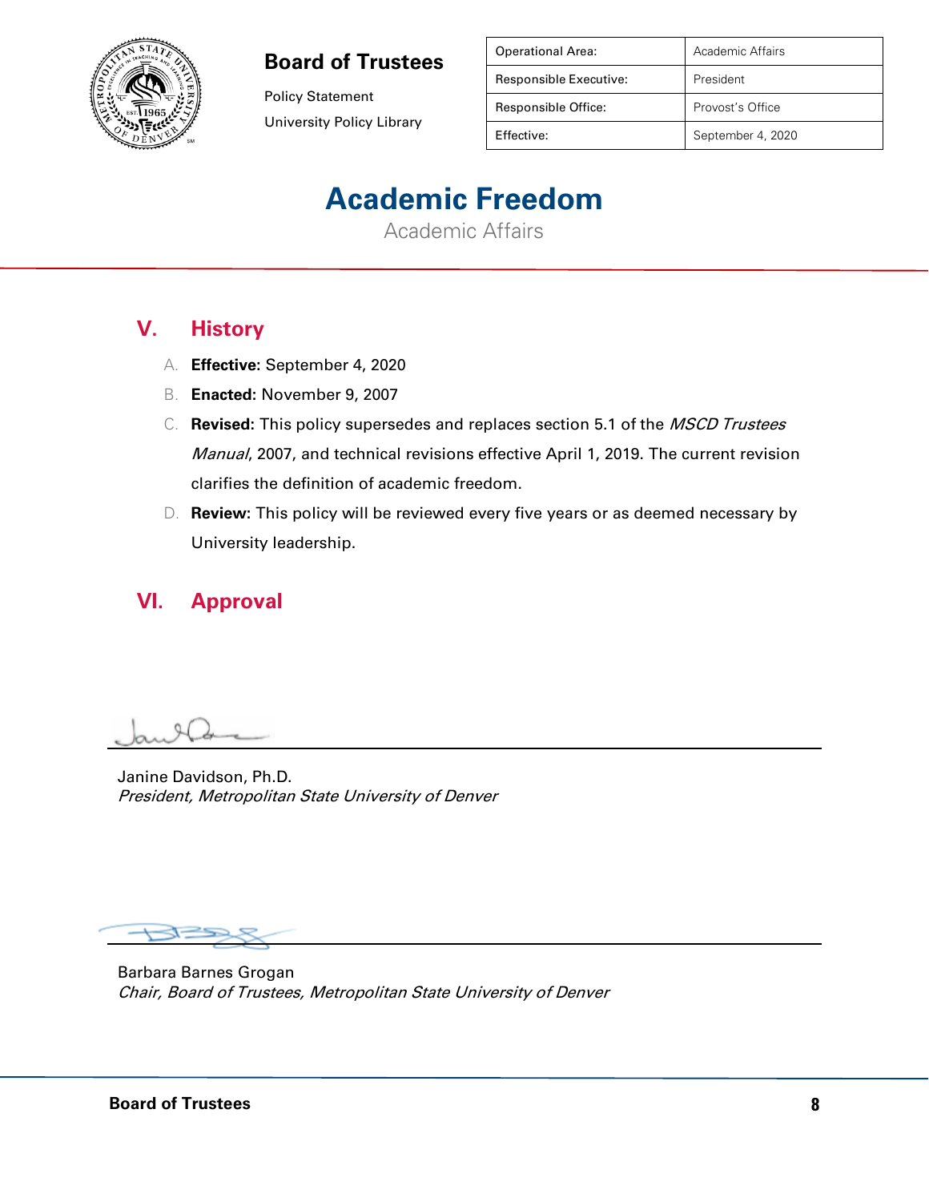**Board of Trustees**

Policy Statement

University Policy Library

| | |
|---|---|
| Operational Area: | Academic Affairs |
| Responsible Executive: | President |
| Responsible Office: | Provost's Office |
| Effective: | September 4, 2020 |

# Academic Freedom

Academic Affairs

## V. History

A. **Effective:** September 4, 2020

B. **Enacted:** November 9, 2007

C. **Revised:** This policy supersedes and replaces section 5.1 of the *MSCD Trustees Manual*, 2007, and technical revisions effective April 1, 2019. The current revision clarifies the definition of academic freedom.

D. **Review:** This policy will be reviewed every five years or as deemed necessary by University leadership.

## VI. Approval

Janine Davidson, Ph.D.
*President, Metropolitan State University of Denver*

Barbara Barnes Grogan
*Chair, Board of Trustees, Metropolitan State University of Denver*